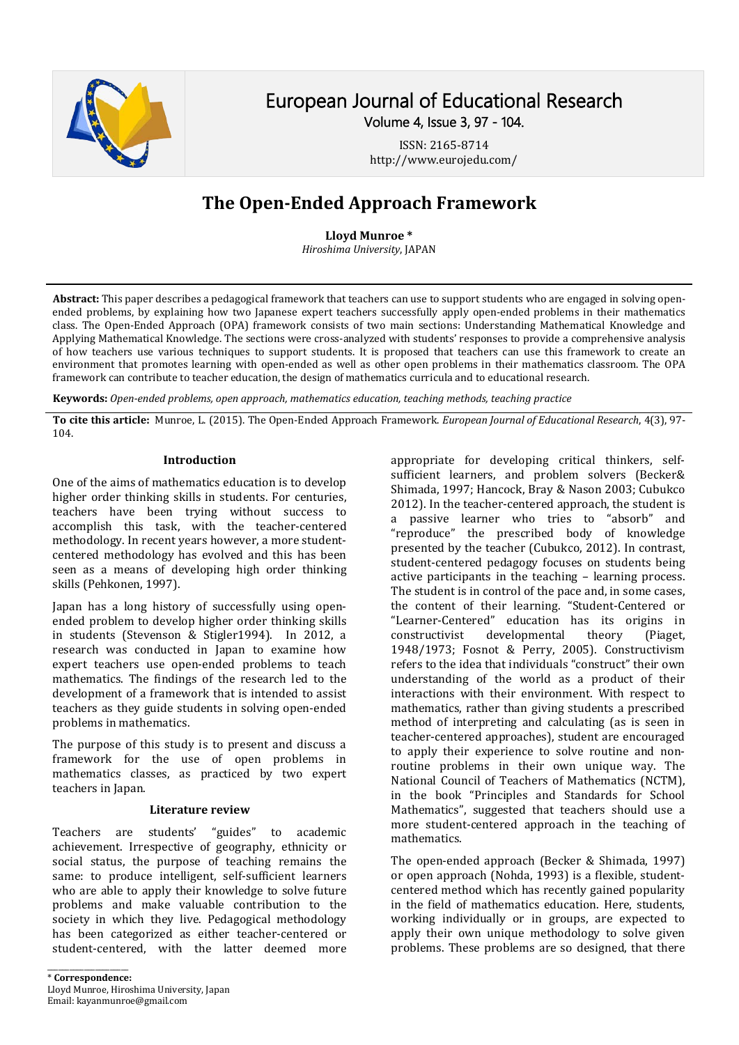# European Journal of Educational Research

Volume 4, Issue 3, 97 - 104.

ISSN: 2165-8714
http://www.eurojedu.com/

# The Open-Ended Approach Framework

**Lloyd Munroe \***
*Hiroshima University*, JAPAN

**Abstract:** This paper describes a pedagogical framework that teachers can use to support students who are engaged in solving open-ended problems, by explaining how two Japanese expert teachers successfully apply open-ended problems in their mathematics class. The Open-Ended Approach (OPA) framework consists of two main sections: Understanding Mathematical Knowledge and Applying Mathematical Knowledge. The sections were cross-analyzed with students' responses to provide a comprehensive analysis of how teachers use various techniques to support students. It is proposed that teachers can use this framework to create an environment that promotes learning with open-ended as well as other open problems in their mathematics classroom. The OPA framework can contribute to teacher education, the design of mathematics curricula and to educational research.

**Keywords:** *Open-ended problems, open approach, mathematics education, teaching methods, teaching practice*

**To cite this article:** Munroe, L. (2015). The Open-Ended Approach Framework. *European Journal of Educational Research*, 4(3), 97-104.

## Introduction

One of the aims of mathematics education is to develop higher order thinking skills in students. For centuries, teachers have been trying without success to accomplish this task, with the teacher-centered methodology. In recent years however, a more student-centered methodology has evolved and this has been seen as a means of developing high order thinking skills (Pehkonen, 1997).

Japan has a long history of successfully using open-ended problem to develop higher order thinking skills in students (Stevenson & Stigler1994). In 2012, a research was conducted in Japan to examine how expert teachers use open-ended problems to teach mathematics. The findings of the research led to the development of a framework that is intended to assist teachers as they guide students in solving open-ended problems in mathematics.

The purpose of this study is to present and discuss a framework for the use of open problems in mathematics classes, as practiced by two expert teachers in Japan.

## Literature review

Teachers are students' "guides" to academic achievement. Irrespective of geography, ethnicity or social status, the purpose of teaching remains the same: to produce intelligent, self-sufficient learners who are able to apply their knowledge to solve future problems and make valuable contribution to the society in which they live. Pedagogical methodology has been categorized as either teacher-centered or student-centered, with the latter deemed more appropriate for developing critical thinkers, self-sufficient learners, and problem solvers (Becker& Shimada, 1997; Hancock, Bray & Nason 2003; Cubukco 2012). In the teacher-centered approach, the student is a passive learner who tries to "absorb" and "reproduce" the prescribed body of knowledge presented by the teacher (Cubukco, 2012). In contrast, student-centered pedagogy focuses on students being active participants in the teaching – learning process. The student is in control of the pace and, in some cases, the content of their learning. "Student-Centered or "Learner-Centered" education has its origins in constructivist developmental theory (Piaget, 1948/1973; Fosnot & Perry, 2005). Constructivism refers to the idea that individuals "construct" their own understanding of the world as a product of their interactions with their environment. With respect to mathematics, rather than giving students a prescribed method of interpreting and calculating (as is seen in teacher-centered approaches), student are encouraged to apply their experience to solve routine and non-routine problems in their own unique way. The National Council of Teachers of Mathematics (NCTM), in the book "Principles and Standards for School Mathematics", suggested that teachers should use a more student-centered approach in the teaching of mathematics.

The open-ended approach (Becker & Shimada, 1997) or open approach (Nohda, 1993) is a flexible, student-centered method which has recently gained popularity in the field of mathematics education. Here, students, working individually or in groups, are expected to apply their own unique methodology to solve given problems. These problems are so designed, that there

---

\* **Correspondence:**
Lloyd Munroe, Hiroshima University, Japan
Email: kayanmunroe@gmail.com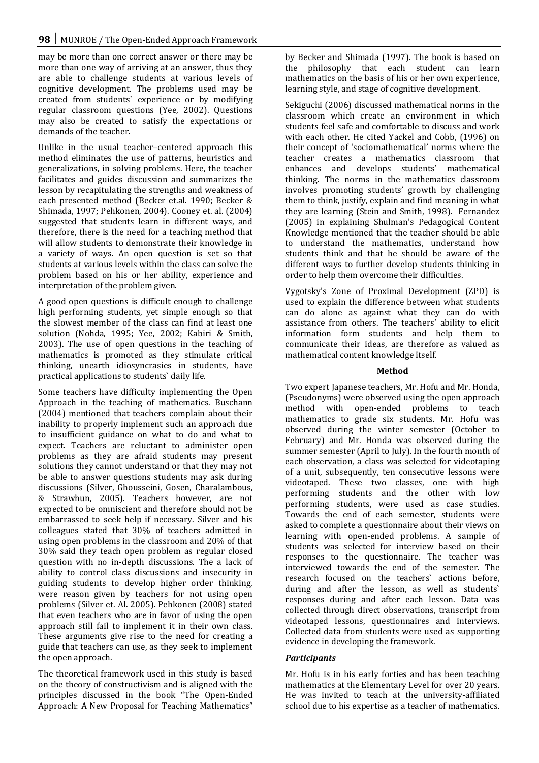may be more than one correct answer or there may be more than one way of arriving at an answer, thus they are able to challenge students at various levels of cognitive development. The problems used may be created from students` experience or by modifying regular classroom questions (Yee, 2002). Questions may also be created to satisfy the expectations or demands of the teacher.

Unlike in the usual teacher–centered approach this method eliminates the use of patterns, heuristics and generalizations, in solving problems. Here, the teacher facilitates and guides discussion and summarizes the lesson by recapitulating the strengths and weakness of each presented method (Becker et.al. 1990; Becker & Shimada, 1997; Pehkonen, 2004). Cooney et. al. (2004) suggested that students learn in different ways, and therefore, there is the need for a teaching method that will allow students to demonstrate their knowledge in a variety of ways. An open question is set so that students at various levels within the class can solve the problem based on his or her ability, experience and interpretation of the problem given.

A good open questions is difficult enough to challenge high performing students, yet simple enough so that the slowest member of the class can find at least one solution (Nohda, 1995; Yee, 2002; Kabiri & Smith, 2003). The use of open questions in the teaching of mathematics is promoted as they stimulate critical thinking, unearth idiosyncrasies in students, have practical applications to students` daily life.

Some teachers have difficulty implementing the Open Approach in the teaching of mathematics. Buschann (2004) mentioned that teachers complain about their inability to properly implement such an approach due to insufficient guidance on what to do and what to expect. Teachers are reluctant to administer open problems as they are afraid students may present solutions they cannot understand or that they may not be able to answer questions students may ask during discussions (Silver, Ghousseini, Gosen, Charalambous, & Strawhun, 2005). Teachers however, are not expected to be omniscient and therefore should not be embarrassed to seek help if necessary. Silver and his colleagues stated that 30% of teachers admitted in using open problems in the classroom and 20% of that 30% said they teach open problem as regular closed question with no in-depth discussions. The a lack of ability to control class discussions and insecurity in guiding students to develop higher order thinking, were reason given by teachers for not using open problems (Silver et. Al. 2005). Pehkonen (2008) stated that even teachers who are in favor of using the open approach still fail to implement it in their own class. These arguments give rise to the need for creating a guide that teachers can use, as they seek to implement the open approach.

The theoretical framework used in this study is based on the theory of constructivism and is aligned with the principles discussed in the book "The Open-Ended Approach: A New Proposal for Teaching Mathematics" by Becker and Shimada (1997). The book is based on the philosophy that each student can learn mathematics on the basis of his or her own experience, learning style, and stage of cognitive development.

Sekiguchi (2006) discussed mathematical norms in the classroom which create an environment in which students feel safe and comfortable to discuss and work with each other. He cited Yackel and Cobb, (1996) on their concept of 'sociomathematical' norms where the teacher creates a mathematics classroom that enhances and develops students' mathematical thinking. The norms in the mathematics classroom involves promoting students' growth by challenging them to think, justify, explain and find meaning in what they are learning (Stein and Smith, 1998). Fernandez (2005) in explaining Shulman's Pedagogical Content Knowledge mentioned that the teacher should be able to understand the mathematics, understand how students think and that he should be aware of the different ways to further develop students thinking in order to help them overcome their difficulties.

Vygotsky's Zone of Proximal Development (ZPD) is used to explain the difference between what students can do alone as against what they can do with assistance from others. The teachers' ability to elicit information form students and help them to communicate their ideas, are therefore as valued as mathematical content knowledge itself.

## Method

Two expert Japanese teachers, Mr. Hofu and Mr. Honda, (Pseudonyms) were observed using the open approach method with open-ended problems to teach mathematics to grade six students. Mr. Hofu was observed during the winter semester (October to February) and Mr. Honda was observed during the summer semester (April to July). In the fourth month of each observation, a class was selected for videotaping of a unit, subsequently, ten consecutive lessons were videotaped. These two classes, one with high performing students and the other with low performing students, were used as case studies. Towards the end of each semester, students were asked to complete a questionnaire about their views on learning with open-ended problems. A sample of students was selected for interview based on their responses to the questionnaire. The teacher was interviewed towards the end of the semester. The research focused on the teachers` actions before, during and after the lesson, as well as students` responses during and after each lesson. Data was collected through direct observations, transcript from videotaped lessons, questionnaires and interviews. Collected data from students were used as supporting evidence in developing the framework.

### *Participants*

Mr. Hofu is in his early forties and has been teaching mathematics at the Elementary Level for over 20 years. He was invited to teach at the university-affiliated school due to his expertise as a teacher of mathematics.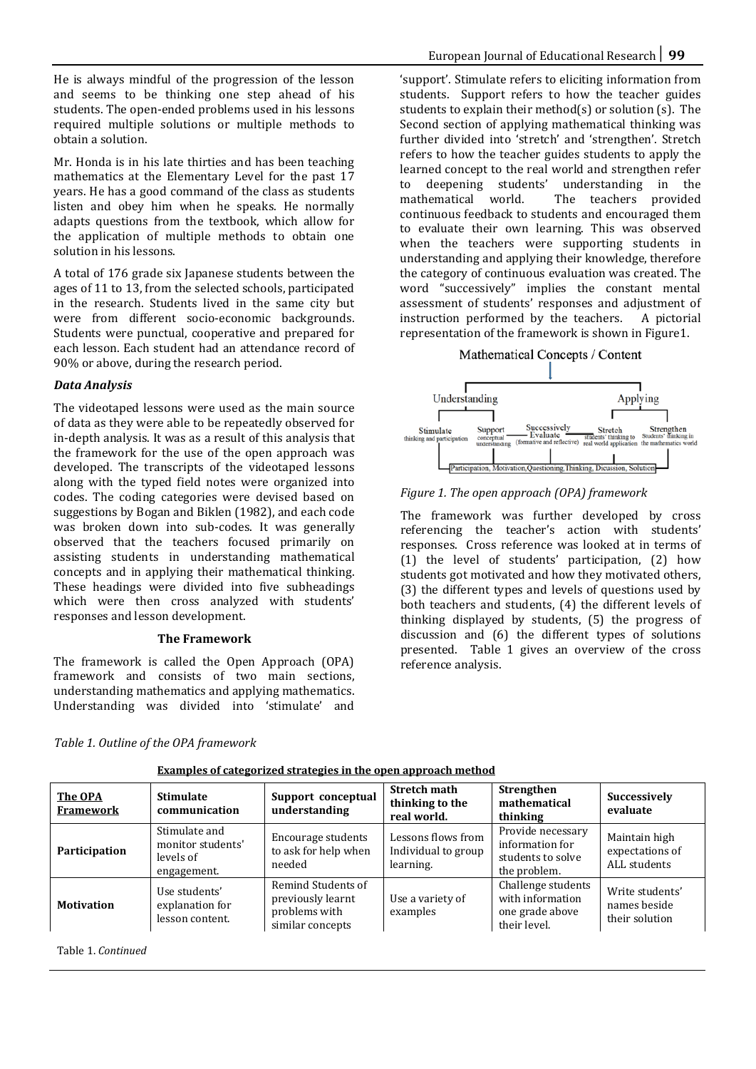He is always mindful of the progression of the lesson and seems to be thinking one step ahead of his students. The open-ended problems used in his lessons required multiple solutions or multiple methods to obtain a solution.

Mr. Honda is in his late thirties and has been teaching mathematics at the Elementary Level for the past 17 years. He has a good command of the class as students listen and obey him when he speaks. He normally adapts questions from the textbook, which allow for the application of multiple methods to obtain one solution in his lessons.

A total of 176 grade six Japanese students between the ages of 11 to 13, from the selected schools, participated in the research. Students lived in the same city but were from different socio-economic backgrounds. Students were punctual, cooperative and prepared for each lesson. Each student had an attendance record of 90% or above, during the research period.

### *Data Analysis*

The videotaped lessons were used as the main source of data as they were able to be repeatedly observed for in-depth analysis. It was as a result of this analysis that the framework for the use of the open approach was developed. The transcripts of the videotaped lessons along with the typed field notes were organized into codes. The coding categories were devised based on suggestions by Bogan and Biklen (1982), and each code was broken down into sub-codes. It was generally observed that the teachers focused primarily on assisting students in understanding mathematical concepts and in applying their mathematical thinking. These headings were divided into five subheadings which were then cross analyzed with students' responses and lesson development.

### The Framework

The framework is called the Open Approach (OPA) framework and consists of two main sections, understanding mathematics and applying mathematics. Understanding was divided into 'stimulate' and 'support'. Stimulate refers to eliciting information from students. Support refers to how the teacher guides students to explain their method(s) or solution (s). The Second section of applying mathematical thinking was further divided into 'stretch' and 'strengthen'. Stretch refers to how the teacher guides students to apply the learned concept to the real world and strengthen refer to deepening students' understanding in the mathematical world. The teachers provided continuous feedback to students and encouraged them to evaluate their own learning. This was observed when the teachers were supporting students in understanding and applying their knowledge, therefore the category of continuous evaluation was created. The word "successively" implies the constant mental assessment of students' responses and adjustment of instruction performed by the teachers. A pictorial representation of the framework is shown in Figure1.

Mathematical Concepts / Content

Understanding — Stimulate (thinking and participation); Support (conceptual understanding)

Successively Evaluate (formative and reflective)

Applying — Stretch (students' thinking to real world application); Strengthen (Students' thinking in the mathematics world)

Participation, Motivation, Questioning, Thinking, Discussion, Solution

*Figure 1. The open approach (OPA) framework*

The framework was further developed by cross referencing the teacher's action with students' responses. Cross reference was looked at in terms of (1) the level of students' participation, (2) how students got motivated and how they motivated others, (3) the different types and levels of questions used by both teachers and students, (4) the different levels of thinking displayed by students, (5) the progress of discussion and (6) the different types of solutions presented. Table 1 gives an overview of the cross reference analysis.

*Table 1. Outline of the OPA framework*

**Examples of categorized strategies in the open approach method**

| **The OPA Framework** | **Stimulate communication** | **Support conceptual understanding** | **Stretch math thinking to the real world.** | **Strengthen mathematical thinking** | **Successively evaluate** |
|---|---|---|---|---|---|
| **Participation** | Stimulate and monitor students' levels of engagement. | Encourage students to ask for help when needed | Lessons flows from Individual to group learning. | Provide necessary information for students to solve the problem. | Maintain high expectations of ALL students |
| **Motivation** | Use students' explanation for lesson content. | Remind Students of previously learnt problems with similar concepts | Use a variety of examples | Challenge students with information one grade above their level. | Write students' names beside their solution |

Table 1. *Continued*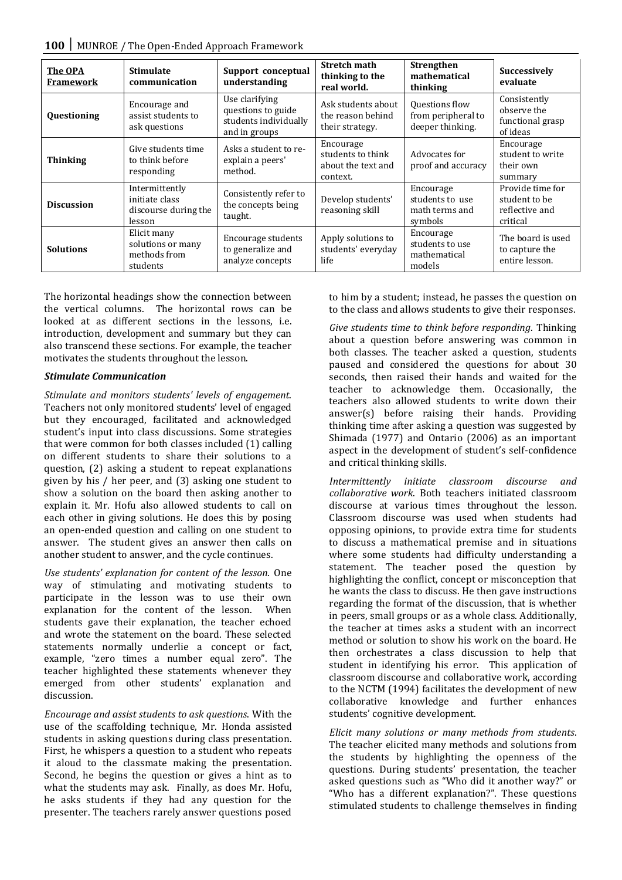| The OPA Framework | Stimulate communication | Support conceptual understanding | Stretch math thinking to the real world. | Strengthen mathematical thinking | Successively evaluate |
|---|---|---|---|---|---|
| **Questioning** | Encourage and assist students to ask questions | Use clarifying questions to guide students individually and in groups | Ask students about the reason behind their strategy. | Questions flow from peripheral to deeper thinking. | Consistently observe the functional grasp of ideas |
| **Thinking** | Give students time to think before responding | Asks a student to re-explain a peers' method. | Encourage students to think about the text and context. | Advocates for proof and accuracy | Encourage student to write their own summary |
| **Discussion** | Intermittently initiate class discourse during the lesson | Consistently refer to the concepts being taught. | Develop students' reasoning skill | Encourage students to use math terms and symbols | Provide time for student to be reflective and critical |
| **Solutions** | Elicit many solutions or many methods from students | Encourage students to generalize and analyze concepts | Apply solutions to students' everyday life | Encourage students to use mathematical models | The board is used to capture the entire lesson. |

The horizontal headings show the connection between the vertical columns. The horizontal rows can be looked at as different sections in the lessons, i.e. introduction, development and summary but they can also transcend these sections. For example, the teacher motivates the students throughout the lesson.

### *Stimulate Communication*

*Stimulate and monitors students' levels of engagement*. Teachers not only monitored students' level of engaged but they encouraged, facilitated and acknowledged student's input into class discussions. Some strategies that were common for both classes included (1) calling on different students to share their solutions to a question, (2) asking a student to repeat explanations given by his / her peer, and (3) asking one student to show a solution on the board then asking another to explain it. Mr. Hofu also allowed students to call on each other in giving solutions. He does this by posing an open-ended question and calling on one student to answer. The student gives an answer then calls on another student to answer, and the cycle continues.

*Use students' explanation for content of the lesson*. One way of stimulating and motivating students to participate in the lesson was to use their own explanation for the content of the lesson. When students gave their explanation, the teacher echoed and wrote the statement on the board. These selected statements normally underlie a concept or fact, example, "zero times a number equal zero". The teacher highlighted these statements whenever they emerged from other students' explanation and discussion.

*Encourage and assist students to ask questions*. With the use of the scaffolding technique, Mr. Honda assisted students in asking questions during class presentation. First, he whispers a question to a student who repeats it aloud to the classmate making the presentation. Second, he begins the question or gives a hint as to what the students may ask. Finally, as does Mr. Hofu, he asks students if they had any question for the presenter. The teachers rarely answer questions posed to him by a student; instead, he passes the question on to the class and allows students to give their responses.

*Give students time to think before responding*. Thinking about a question before answering was common in both classes. The teacher asked a question, students paused and considered the questions for about 30 seconds, then raised their hands and waited for the teacher to acknowledge them. Occasionally, the teachers also allowed students to write down their answer(s) before raising their hands. Providing thinking time after asking a question was suggested by Shimada (1977) and Ontario (2006) as an important aspect in the development of student's self-confidence and critical thinking skills.

*Intermittently initiate classroom discourse and collaborative work*. Both teachers initiated classroom discourse at various times throughout the lesson. Classroom discourse was used when students had opposing opinions, to provide extra time for students to discuss a mathematical premise and in situations where some students had difficulty understanding a statement. The teacher posed the question by highlighting the conflict, concept or misconception that he wants the class to discuss. He then gave instructions regarding the format of the discussion, that is whether in peers, small groups or as a whole class. Additionally, the teacher at times asks a student with an incorrect method or solution to show his work on the board. He then orchestrates a class discussion to help that student in identifying his error. This application of classroom discourse and collaborative work, according to the NCTM (1994) facilitates the development of new collaborative knowledge and further enhances students' cognitive development.

*Elicit many solutions or many methods from students*. The teacher elicited many methods and solutions from the students by highlighting the openness of the questions. During students' presentation, the teacher asked questions such as "Who did it another way?" or "Who has a different explanation?". These questions stimulated students to challenge themselves in finding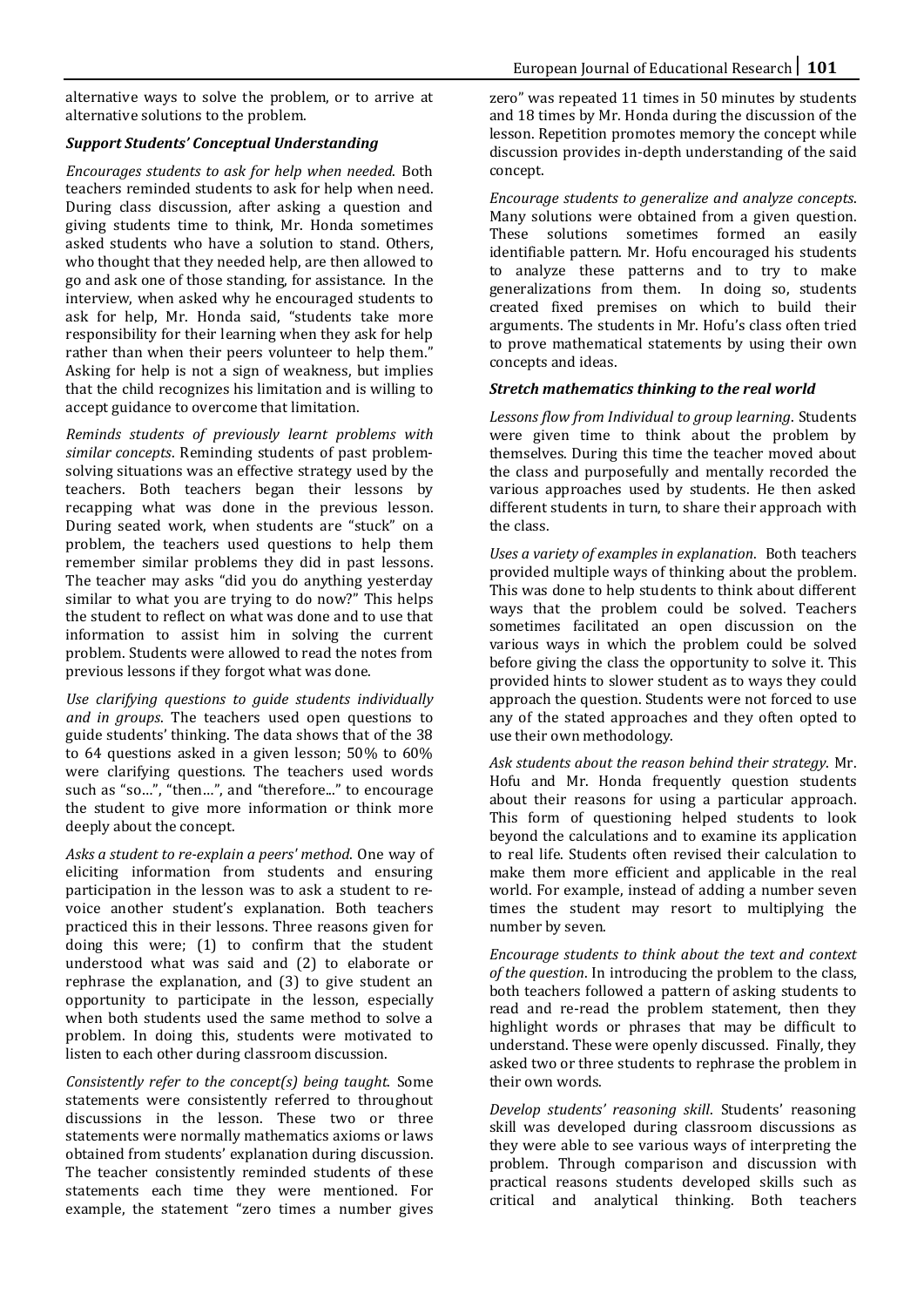alternative ways to solve the problem, or to arrive at alternative solutions to the problem.

***Support Students' Conceptual Understanding***

*Encourages students to ask for help when needed*. Both teachers reminded students to ask for help when need. During class discussion, after asking a question and giving students time to think, Mr. Honda sometimes asked students who have a solution to stand. Others, who thought that they needed help, are then allowed to go and ask one of those standing, for assistance. In the interview, when asked why he encouraged students to ask for help, Mr. Honda said, "students take more responsibility for their learning when they ask for help rather than when their peers volunteer to help them." Asking for help is not a sign of weakness, but implies that the child recognizes his limitation and is willing to accept guidance to overcome that limitation.

*Reminds students of previously learnt problems with similar concepts*. Reminding students of past problem-solving situations was an effective strategy used by the teachers. Both teachers began their lessons by recapping what was done in the previous lesson. During seated work, when students are "stuck" on a problem, the teachers used questions to help them remember similar problems they did in past lessons. The teacher may asks "did you do anything yesterday similar to what you are trying to do now?" This helps the student to reflect on what was done and to use that information to assist him in solving the current problem. Students were allowed to read the notes from previous lessons if they forgot what was done.

*Use clarifying questions to guide students individually and in groups*. The teachers used open questions to guide students' thinking. The data shows that of the 38 to 64 questions asked in a given lesson; 50% to 60% were clarifying questions. The teachers used words such as "so…", "then…", and "therefore..." to encourage the student to give more information or think more deeply about the concept.

*Asks a student to re-explain a peers' method*. One way of eliciting information from students and ensuring participation in the lesson was to ask a student to re-voice another student's explanation. Both teachers practiced this in their lessons. Three reasons given for doing this were; (1) to confirm that the student understood what was said and (2) to elaborate or rephrase the explanation, and (3) to give student an opportunity to participate in the lesson, especially when both students used the same method to solve a problem. In doing this, students were motivated to listen to each other during classroom discussion.

*Consistently refer to the concept(s) being taught*. Some statements were consistently referred to throughout discussions in the lesson. These two or three statements were normally mathematics axioms or laws obtained from students' explanation during discussion. The teacher consistently reminded students of these statements each time they were mentioned. For example, the statement "zero times a number gives zero" was repeated 11 times in 50 minutes by students and 18 times by Mr. Honda during the discussion of the lesson. Repetition promotes memory the concept while discussion provides in-depth understanding of the said concept.

*Encourage students to generalize and analyze concepts*. Many solutions were obtained from a given question. These solutions sometimes formed an easily identifiable pattern. Mr. Hofu encouraged his students to analyze these patterns and to try to make generalizations from them. In doing so, students created fixed premises on which to build their arguments. The students in Mr. Hofu's class often tried to prove mathematical statements by using their own concepts and ideas.

***Stretch mathematics thinking to the real world***

*Lessons flow from Individual to group learning*. Students were given time to think about the problem by themselves. During this time the teacher moved about the class and purposefully and mentally recorded the various approaches used by students. He then asked different students in turn, to share their approach with the class.

*Uses a variety of examples in explanation*. Both teachers provided multiple ways of thinking about the problem. This was done to help students to think about different ways that the problem could be solved. Teachers sometimes facilitated an open discussion on the various ways in which the problem could be solved before giving the class the opportunity to solve it. This provided hints to slower student as to ways they could approach the question. Students were not forced to use any of the stated approaches and they often opted to use their own methodology.

*Ask students about the reason behind their strategy*. Mr. Hofu and Mr. Honda frequently question students about their reasons for using a particular approach. This form of questioning helped students to look beyond the calculations and to examine its application to real life. Students often revised their calculation to make them more efficient and applicable in the real world. For example, instead of adding a number seven times the student may resort to multiplying the number by seven.

*Encourage students to think about the text and context of the question*. In introducing the problem to the class, both teachers followed a pattern of asking students to read and re-read the problem statement, then they highlight words or phrases that may be difficult to understand. These were openly discussed. Finally, they asked two or three students to rephrase the problem in their own words.

*Develop students' reasoning skill*. Students' reasoning skill was developed during classroom discussions as they were able to see various ways of interpreting the problem. Through comparison and discussion with practical reasons students developed skills such as critical and analytical thinking. Both teachers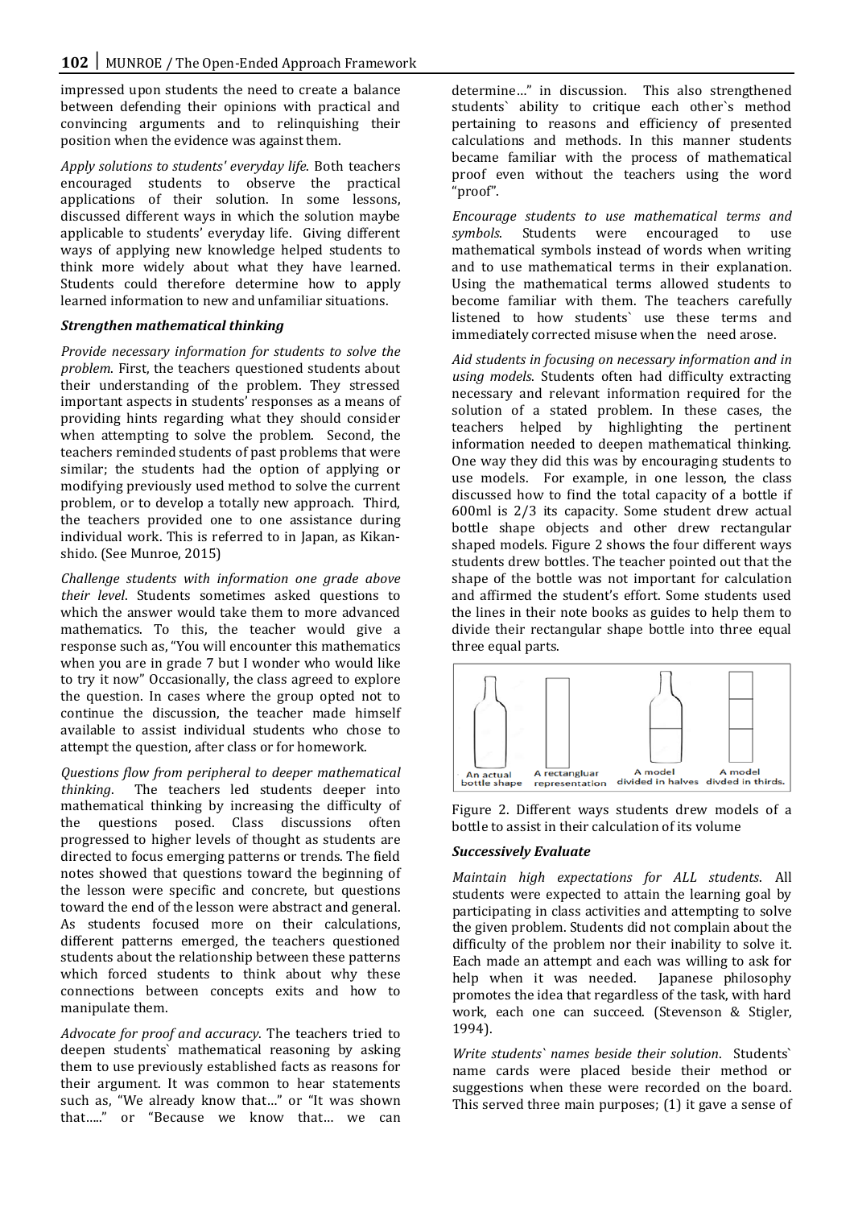impressed upon students the need to create a balance between defending their opinions with practical and convincing arguments and to relinquishing their position when the evidence was against them.

*Apply solutions to students' everyday life*. Both teachers encouraged students to observe the practical applications of their solution. In some lessons, discussed different ways in which the solution maybe applicable to students' everyday life. Giving different ways of applying new knowledge helped students to think more widely about what they have learned. Students could therefore determine how to apply learned information to new and unfamiliar situations.

### *Strengthen mathematical thinking*

*Provide necessary information for students to solve the problem*. First, the teachers questioned students about their understanding of the problem. They stressed important aspects in students' responses as a means of providing hints regarding what they should consider when attempting to solve the problem. Second, the teachers reminded students of past problems that were similar; the students had the option of applying or modifying previously used method to solve the current problem, or to develop a totally new approach. Third, the teachers provided one to one assistance during individual work. This is referred to in Japan, as Kikan-shido. (See Munroe, 2015)

*Challenge students with information one grade above their level*. Students sometimes asked questions to which the answer would take them to more advanced mathematics. To this, the teacher would give a response such as, "You will encounter this mathematics when you are in grade 7 but I wonder who would like to try it now" Occasionally, the class agreed to explore the question. In cases where the group opted not to continue the discussion, the teacher made himself available to assist individual students who chose to attempt the question, after class or for homework.

*Questions flow from peripheral to deeper mathematical thinking*. The teachers led students deeper into mathematical thinking by increasing the difficulty of the questions posed. Class discussions often progressed to higher levels of thought as students are directed to focus emerging patterns or trends. The field notes showed that questions toward the beginning of the lesson were specific and concrete, but questions toward the end of the lesson were abstract and general. As students focused more on their calculations, different patterns emerged, the teachers questioned students about the relationship between these patterns which forced students to think about why these connections between concepts exits and how to manipulate them.

*Advocate for proof and accuracy*. The teachers tried to deepen students` mathematical reasoning by asking them to use previously established facts as reasons for their argument. It was common to hear statements such as, "We already know that…" or "It was shown that….." or "Because we know that… we can determine…" in discussion. This also strengthened students` ability to critique each other`s method pertaining to reasons and efficiency of presented calculations and methods. In this manner students became familiar with the process of mathematical proof even without the teachers using the word "proof".

*Encourage students to use mathematical terms and symbols*. Students were encouraged to use mathematical symbols instead of words when writing and to use mathematical terms in their explanation. Using the mathematical terms allowed students to become familiar with them. The teachers carefully listened to how students` use these terms and immediately corrected misuse when the need arose.

*Aid students in focusing on necessary information and in using models*. Students often had difficulty extracting necessary and relevant information required for the solution of a stated problem. In these cases, the teachers helped by highlighting the pertinent information needed to deepen mathematical thinking. One way they did this was by encouraging students to use models. For example, in one lesson, the class discussed how to find the total capacity of a bottle if 600ml is 2/3 its capacity. Some student drew actual bottle shape objects and other drew rectangular shaped models. Figure 2 shows the four different ways students drew bottles. The teacher pointed out that the shape of the bottle was not important for calculation and affirmed the student's effort. Some students used the lines in their note books as guides to help them to divide their rectangular shape bottle into three equal three equal parts.

An actual bottle shape | A rectangluar representation | A model divided in halves | A model divded in thirds.

Figure 2. Different ways students drew models of a bottle to assist in their calculation of its volume

### *Successively Evaluate*

*Maintain high expectations for ALL students*. All students were expected to attain the learning goal by participating in class activities and attempting to solve the given problem. Students did not complain about the difficulty of the problem nor their inability to solve it. Each made an attempt and each was willing to ask for help when it was needed. Japanese philosophy promotes the idea that regardless of the task, with hard work, each one can succeed. (Stevenson & Stigler, 1994).

*Write students` names beside their solution*. Students` name cards were placed beside their method or suggestions when these were recorded on the board. This served three main purposes; (1) it gave a sense of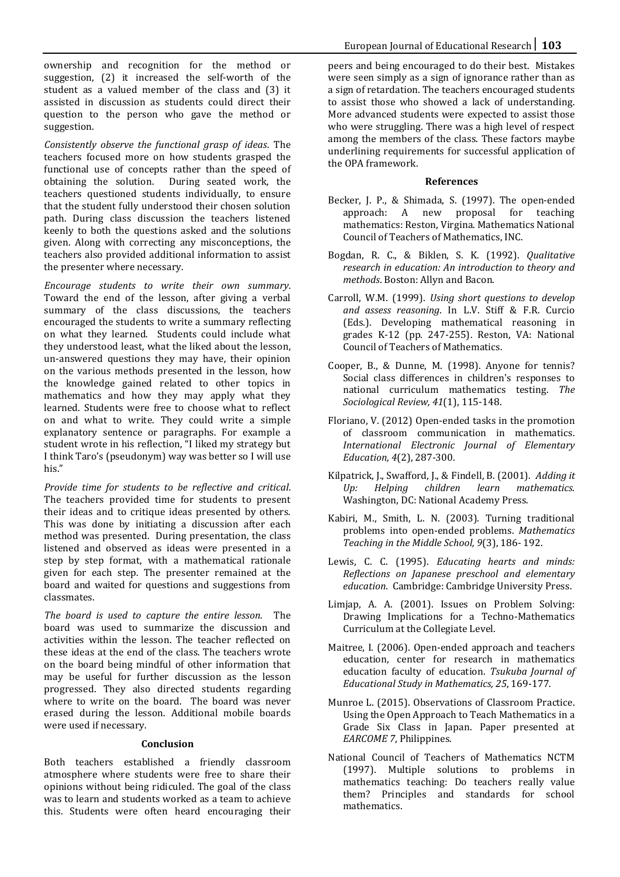ownership and recognition for the method or suggestion, (2) it increased the self-worth of the student as a valued member of the class and (3) it assisted in discussion as students could direct their question to the person who gave the method or suggestion.

*Consistently observe the functional grasp of ideas*. The teachers focused more on how students grasped the functional use of concepts rather than the speed of obtaining the solution. During seated work, the teachers questioned students individually, to ensure that the student fully understood their chosen solution path. During class discussion the teachers listened keenly to both the questions asked and the solutions given. Along with correcting any misconceptions, the teachers also provided additional information to assist the presenter where necessary.

*Encourage students to write their own summary*. Toward the end of the lesson, after giving a verbal summary of the class discussions, the teachers encouraged the students to write a summary reflecting on what they learned. Students could include what they understood least, what the liked about the lesson, un-answered questions they may have, their opinion on the various methods presented in the lesson, how the knowledge gained related to other topics in mathematics and how they may apply what they learned. Students were free to choose what to reflect on and what to write. They could write a simple explanatory sentence or paragraphs. For example a student wrote in his reflection, "I liked my strategy but I think Taro's (pseudonym) way was better so I will use his."

*Provide time for students to be reflective and critical*. The teachers provided time for students to present their ideas and to critique ideas presented by others. This was done by initiating a discussion after each method was presented. During presentation, the class listened and observed as ideas were presented in a step by step format, with a mathematical rationale given for each step. The presenter remained at the board and waited for questions and suggestions from classmates.

*The board is used to capture the entire lesson*. The board was used to summarize the discussion and activities within the lesson. The teacher reflected on these ideas at the end of the class. The teachers wrote on the board being mindful of other information that may be useful for further discussion as the lesson progressed. They also directed students regarding where to write on the board. The board was never erased during the lesson. Additional mobile boards were used if necessary.

## Conclusion

Both teachers established a friendly classroom atmosphere where students were free to share their opinions without being ridiculed. The goal of the class was to learn and students worked as a team to achieve this. Students were often heard encouraging their peers and being encouraged to do their best. Mistakes were seen simply as a sign of ignorance rather than as a sign of retardation. The teachers encouraged students to assist those who showed a lack of understanding. More advanced students were expected to assist those who were struggling. There was a high level of respect among the members of the class. These factors maybe underlining requirements for successful application of the OPA framework.

## References

Becker, J. P., & Shimada, S. (1997). The open-ended approach: A new proposal for teaching mathematics: Reston, Virgina. Mathematics National Council of Teachers of Mathematics, INC.

Bogdan, R. C., & Biklen, S. K. (1992). *Qualitative research in education: An introduction to theory and methods*. Boston: Allyn and Bacon.

Carroll, W.M. (1999). *Using short questions to develop and assess reasoning*. In L.V. Stiff & F.R. Curcio (Eds.). Developing mathematical reasoning in grades K-12 (pp. 247-255). Reston, VA: National Council of Teachers of Mathematics.

Cooper, B., & Dunne, M. (1998). Anyone for tennis? Social class differences in children's responses to national curriculum mathematics testing. *The Sociological Review, 41*(1), 115-148.

Floriano, V. (2012) Open-ended tasks in the promotion of classroom communication in mathematics. *International Electronic Journal of Elementary Education, 4*(2), 287-300.

Kilpatrick, J., Swafford, J., & Findell, B. (2001). *Adding it Up: Helping children learn mathematics.* Washington, DC: National Academy Press.

Kabiri, M., Smith, L. N. (2003). Turning traditional problems into open-ended problems. *Mathematics Teaching in the Middle School, 9*(3), 186- 192.

Lewis, C. C. (1995). *Educating hearts and minds: Reflections on Japanese preschool and elementary education*. Cambridge: Cambridge University Press.

Limjap, A. A. (2001). Issues on Problem Solving: Drawing Implications for a Techno-Mathematics Curriculum at the Collegiate Level.

Maitree, I. (2006). Open-ended approach and teachers education, center for research in mathematics education faculty of education. *Tsukuba Journal of Educational Study in Mathematics, 25*, 169-177.

Munroe L. (2015). Observations of Classroom Practice. Using the Open Approach to Teach Mathematics in a Grade Six Class in Japan. Paper presented at *EARCOME 7*, Philippines.

National Council of Teachers of Mathematics NCTM (1997). Multiple solutions to problems in mathematics teaching: Do teachers really value them? Principles and standards for school mathematics.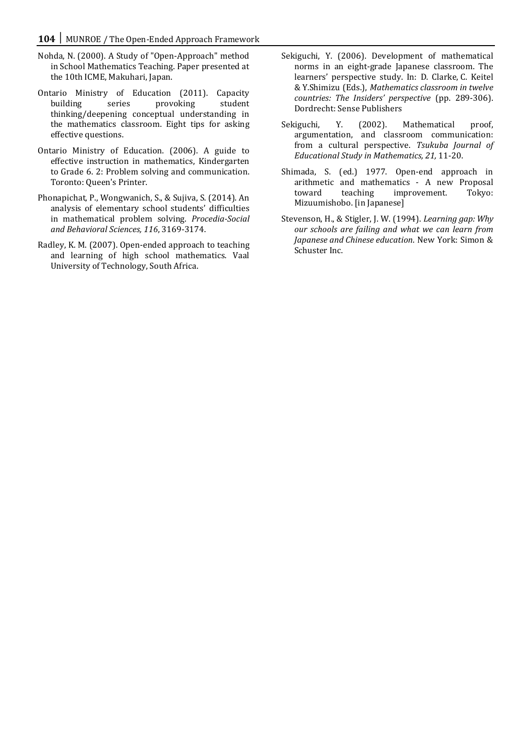Nohda, N. (2000). A Study of "Open-Approach" method in School Mathematics Teaching. Paper presented at the 10th ICME, Makuhari, Japan.

Ontario Ministry of Education (2011). Capacity building series provoking student thinking/deepening conceptual understanding in the mathematics classroom. Eight tips for asking effective questions.

Ontario Ministry of Education. (2006). A guide to effective instruction in mathematics, Kindergarten to Grade 6. 2: Problem solving and communication. Toronto: Queen's Printer.

Phonapichat, P., Wongwanich, S., & Sujiva, S. (2014). An analysis of elementary school students' difficulties in mathematical problem solving. *Procedia-Social and Behavioral Sciences, 116*, 3169-3174.

Radley, K. M. (2007). Open-ended approach to teaching and learning of high school mathematics. Vaal University of Technology, South Africa.

Sekiguchi, Y. (2006). Development of mathematical norms in an eight-grade Japanese classroom. The learners' perspective study. In: D. Clarke, C. Keitel & Y.Shimizu (Eds.), *Mathematics classroom in twelve countries: The Insiders' perspective* (pp. 289-306). Dordrecht: Sense Publishers

Sekiguchi, Y. (2002). Mathematical proof, argumentation, and classroom communication: from a cultural perspective. *Tsukuba Journal of Educational Study in Mathematics, 21,* 11-20.

Shimada, S. (ed.) 1977. Open-end approach in arithmetic and mathematics - A new Proposal toward teaching improvement. Tokyo: Mizuumishobo. [in Japanese]

Stevenson, H., & Stigler, J. W. (1994). *Learning gap: Why our schools are failing and what we can learn from Japanese and Chinese education*. New York: Simon & Schuster Inc.